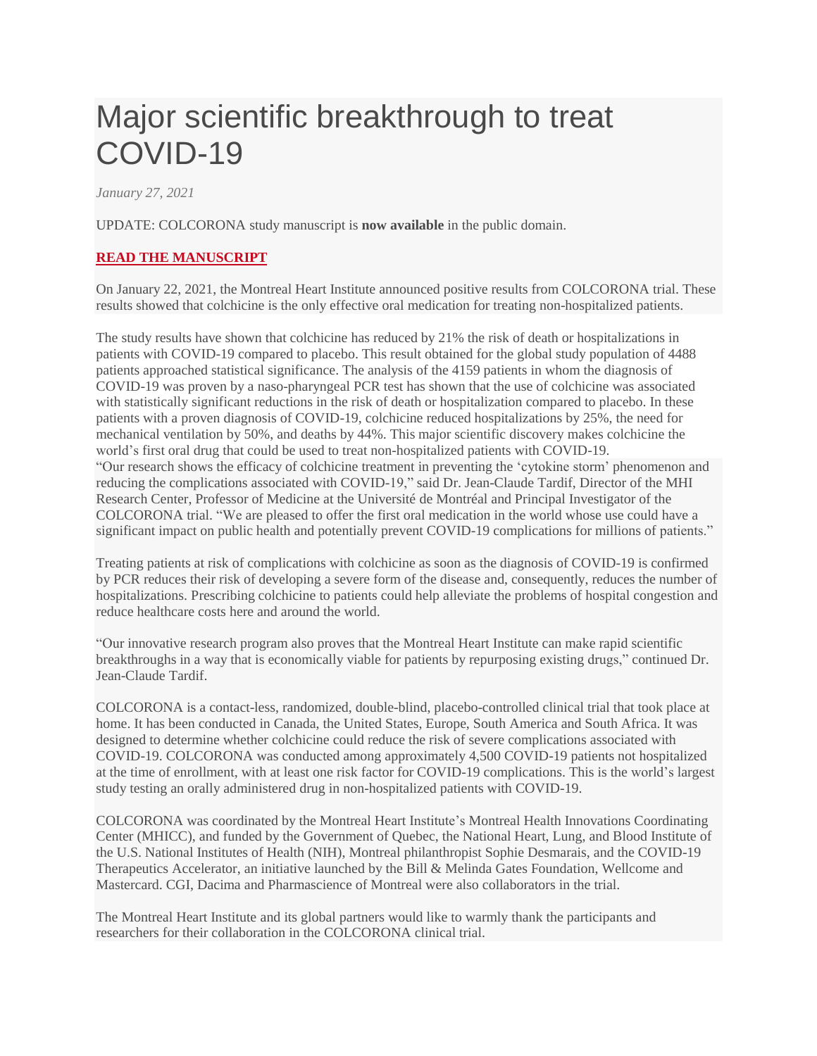# Major scientific breakthrough to treat COVID-19

*January 27, 2021*

UPDATE: COLCORONA study manuscript is **now available** in the public domain.

**READ THE MANUSCRIPT**

On January 22, 2021, the Montreal Heart Institute announced positive results from COLCORONA trial. These results showed that colchicine is the only effective oral medication for treating non-hospitalized patients.

The study results have shown that colchicine has reduced by 21% the risk of death or hospitalizations in patients with COVID-19 compared to placebo. This result obtained for the global study population of 4488 patients approached statistical significance. The analysis of the 4159 patients in whom the diagnosis of COVID-19 was proven by a naso-pharyngeal PCR test has shown that the use of colchicine was associated with statistically significant reductions in the risk of death or hospitalization compared to placebo. In these patients with a proven diagnosis of COVID-19, colchicine reduced hospitalizations by 25%, the need for mechanical ventilation by 50%, and deaths by 44%. This major scientific discovery makes colchicine the world's first oral drug that could be used to treat non-hospitalized patients with COVID-19.

"Our research shows the efficacy of colchicine treatment in preventing the 'cytokine storm' phenomenon and reducing the complications associated with COVID-19," said Dr. Jean-Claude Tardif, Director of the MHI Research Center, Professor of Medicine at the Université de Montréal and Principal Investigator of the COLCORONA trial. "We are pleased to offer the first oral medication in the world whose use could have a significant impact on public health and potentially prevent COVID-19 complications for millions of patients."

Treating patients at risk of complications with colchicine as soon as the diagnosis of COVID-19 is confirmed by PCR reduces their risk of developing a severe form of the disease and, consequently, reduces the number of hospitalizations. Prescribing colchicine to patients could help alleviate the problems of hospital congestion and reduce healthcare costs here and around the world.

"Our innovative research program also proves that the Montreal Heart Institute can make rapid scientific breakthroughs in a way that is economically viable for patients by repurposing existing drugs," continued Dr. Jean-Claude Tardif.

COLCORONA is a contact-less, randomized, double-blind, placebo-controlled clinical trial that took place at home. It has been conducted in Canada, the United States, Europe, South America and South Africa. It was designed to determine whether colchicine could reduce the risk of severe complications associated with COVID-19. COLCORONA was conducted among approximately 4,500 COVID-19 patients not hospitalized at the time of enrollment, with at least one risk factor for COVID-19 complications. This is the world's largest study testing an orally administered drug in non-hospitalized patients with COVID-19.

COLCORONA was coordinated by the Montreal Heart Institute's Montreal Health Innovations Coordinating Center (MHICC), and funded by the Government of Quebec, the National Heart, Lung, and Blood Institute of the U.S. National Institutes of Health (NIH), Montreal philanthropist Sophie Desmarais, and the COVID-19 Therapeutics Accelerator, an initiative launched by the Bill & Melinda Gates Foundation, Wellcome and Mastercard. CGI, Dacima and Pharmascience of Montreal were also collaborators in the trial.

The Montreal Heart Institute and its global partners would like to warmly thank the participants and researchers for their collaboration in the COLCORONA clinical trial.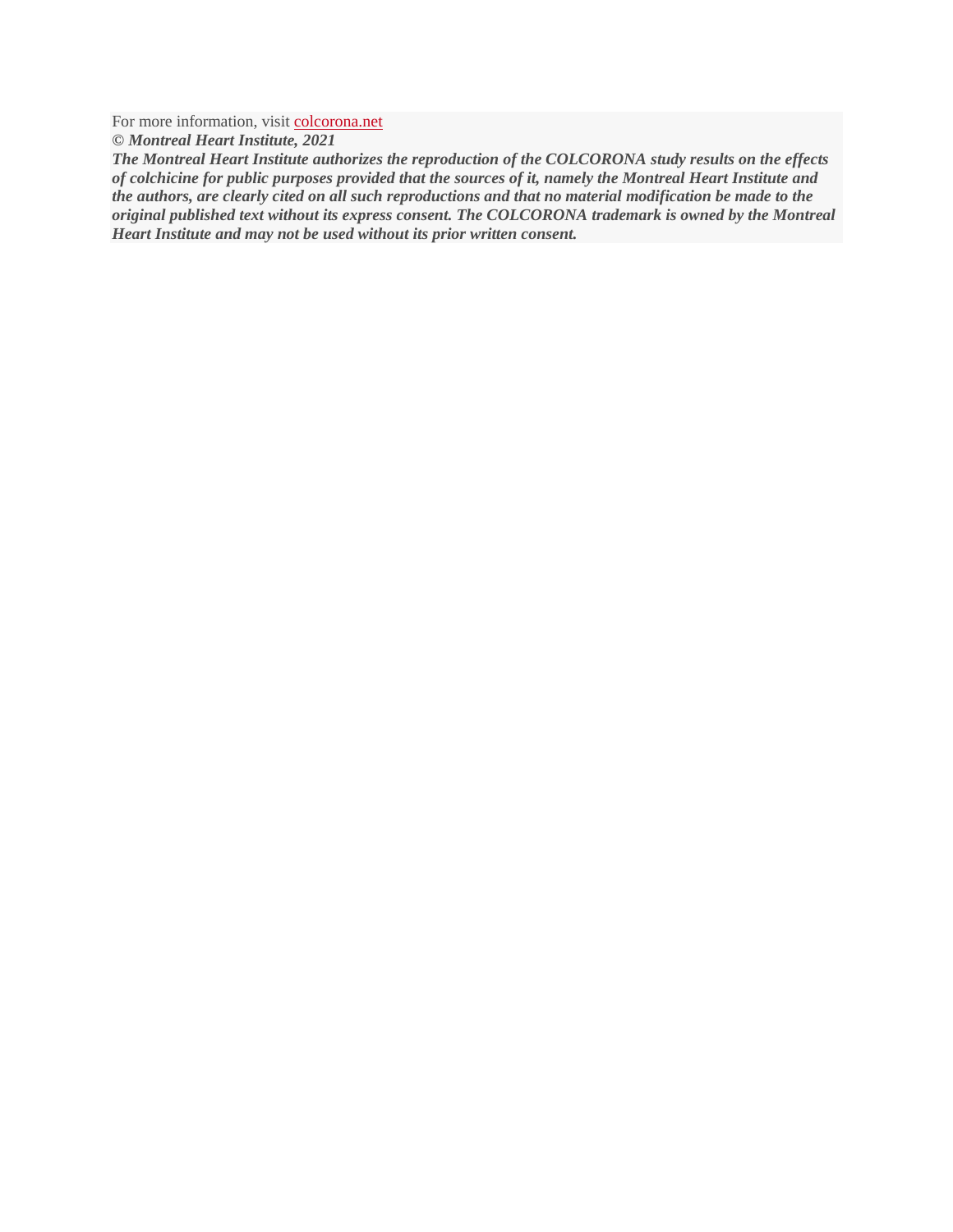For more information, visit [colcorona.net](colcorona.net)

***© Montreal Heart Institute, 2021***

***The Montreal Heart Institute authorizes the reproduction of the COLCORONA study results on the effects of colchicine for public purposes provided that the sources of it, namely the Montreal Heart Institute and the authors, are clearly cited on all such reproductions and that no material modification be made to the original published text without its express consent. The COLCORONA trademark is owned by the Montreal Heart Institute and may not be used without its prior written consent.***